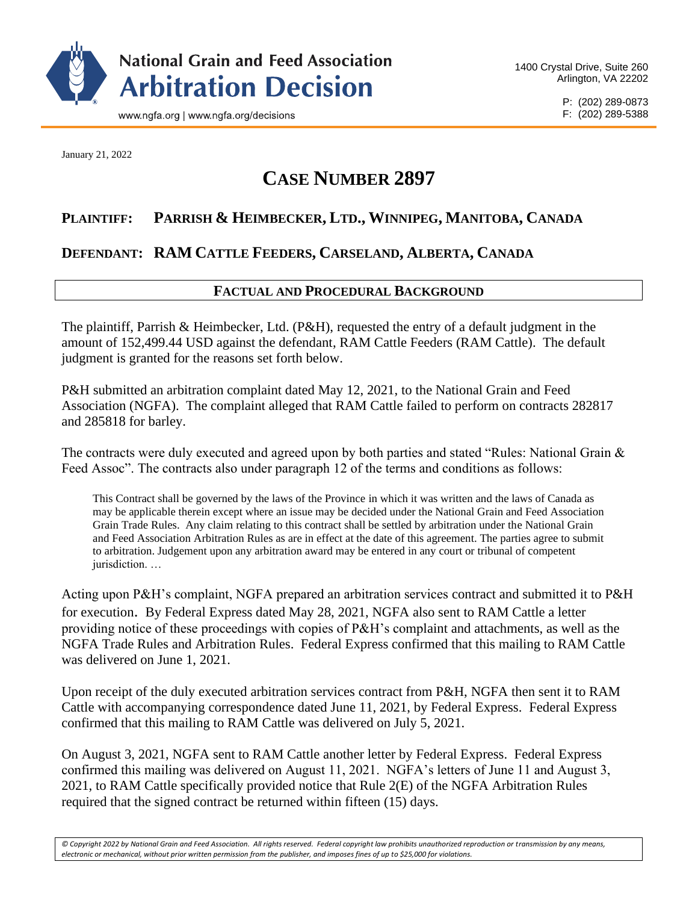# National Grain and Feed Association Arbitration Decision

www.ngfa.org | www.ngfa.org/decisions

1400 Crystal Drive, Suite 260
Arlington, VA 22202

P: (202) 289-0873
F: (202) 289-5388

January 21, 2022

# CASE NUMBER 2897

## PLAINTIFF: PARRISH & HEIMBECKER, LTD., WINNIPEG, MANITOBA, CANADA

## DEFENDANT: RAM CATTLE FEEDERS, CARSELAND, ALBERTA, CANADA

### FACTUAL AND PROCEDURAL BACKGROUND

The plaintiff, Parrish & Heimbecker, Ltd. (P&H), requested the entry of a default judgment in the amount of 152,499.44 USD against the defendant, RAM Cattle Feeders (RAM Cattle). The default judgment is granted for the reasons set forth below.

P&H submitted an arbitration complaint dated May 12, 2021, to the National Grain and Feed Association (NGFA). The complaint alleged that RAM Cattle failed to perform on contracts 282817 and 285818 for barley.

The contracts were duly executed and agreed upon by both parties and stated "Rules: National Grain & Feed Assoc". The contracts also under paragraph 12 of the terms and conditions as follows:

> This Contract shall be governed by the laws of the Province in which it was written and the laws of Canada as may be applicable therein except where an issue may be decided under the National Grain and Feed Association Grain Trade Rules. Any claim relating to this contract shall be settled by arbitration under the National Grain and Feed Association Arbitration Rules as are in effect at the date of this agreement. The parties agree to submit to arbitration. Judgement upon any arbitration award may be entered in any court or tribunal of competent jurisdiction. …

Acting upon P&H's complaint, NGFA prepared an arbitration services contract and submitted it to P&H for execution. By Federal Express dated May 28, 2021, NGFA also sent to RAM Cattle a letter providing notice of these proceedings with copies of P&H's complaint and attachments, as well as the NGFA Trade Rules and Arbitration Rules. Federal Express confirmed that this mailing to RAM Cattle was delivered on June 1, 2021.

Upon receipt of the duly executed arbitration services contract from P&H, NGFA then sent it to RAM Cattle with accompanying correspondence dated June 11, 2021, by Federal Express. Federal Express confirmed that this mailing to RAM Cattle was delivered on July 5, 2021.

On August 3, 2021, NGFA sent to RAM Cattle another letter by Federal Express. Federal Express confirmed this mailing was delivered on August 11, 2021. NGFA's letters of June 11 and August 3, 2021, to RAM Cattle specifically provided notice that Rule 2(E) of the NGFA Arbitration Rules required that the signed contract be returned within fifteen (15) days.

*© Copyright 2022 by National Grain and Feed Association. All rights reserved. Federal copyright law prohibits unauthorized reproduction or transmission by any means, electronic or mechanical, without prior written permission from the publisher, and imposes fines of up to $25,000 for violations.*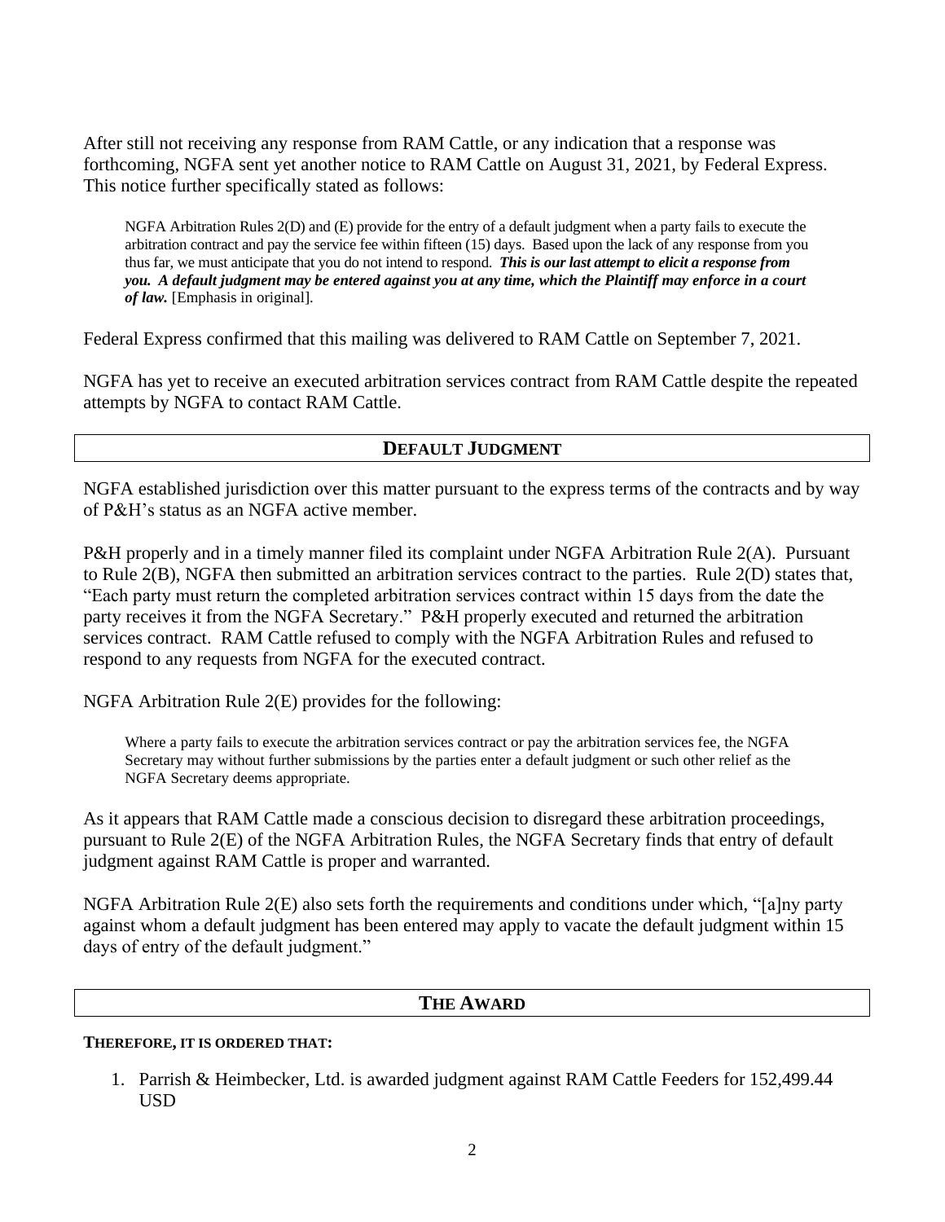After still not receiving any response from RAM Cattle, or any indication that a response was forthcoming, NGFA sent yet another notice to RAM Cattle on August 31, 2021, by Federal Express. This notice further specifically stated as follows:

> NGFA Arbitration Rules 2(D) and (E) provide for the entry of a default judgment when a party fails to execute the arbitration contract and pay the service fee within fifteen (15) days. Based upon the lack of any response from you thus far, we must anticipate that you do not intend to respond. ***This is our last attempt to elicit a response from you. A default judgment may be entered against you at any time, which the Plaintiff may enforce in a court of law.*** [Emphasis in original].

Federal Express confirmed that this mailing was delivered to RAM Cattle on September 7, 2021.

NGFA has yet to receive an executed arbitration services contract from RAM Cattle despite the repeated attempts by NGFA to contact RAM Cattle.

## DEFAULT JUDGMENT

NGFA established jurisdiction over this matter pursuant to the express terms of the contracts and by way of P&H's status as an NGFA active member.

P&H properly and in a timely manner filed its complaint under NGFA Arbitration Rule 2(A). Pursuant to Rule 2(B), NGFA then submitted an arbitration services contract to the parties. Rule 2(D) states that, "Each party must return the completed arbitration services contract within 15 days from the date the party receives it from the NGFA Secretary." P&H properly executed and returned the arbitration services contract. RAM Cattle refused to comply with the NGFA Arbitration Rules and refused to respond to any requests from NGFA for the executed contract.

NGFA Arbitration Rule 2(E) provides for the following:

> Where a party fails to execute the arbitration services contract or pay the arbitration services fee, the NGFA Secretary may without further submissions by the parties enter a default judgment or such other relief as the NGFA Secretary deems appropriate.

As it appears that RAM Cattle made a conscious decision to disregard these arbitration proceedings, pursuant to Rule 2(E) of the NGFA Arbitration Rules, the NGFA Secretary finds that entry of default judgment against RAM Cattle is proper and warranted.

NGFA Arbitration Rule 2(E) also sets forth the requirements and conditions under which, "[a]ny party against whom a default judgment has been entered may apply to vacate the default judgment within 15 days of entry of the default judgment."

## THE AWARD

**THEREFORE, IT IS ORDERED THAT:**

1. Parrish & Heimbecker, Ltd. is awarded judgment against RAM Cattle Feeders for 152,499.44 USD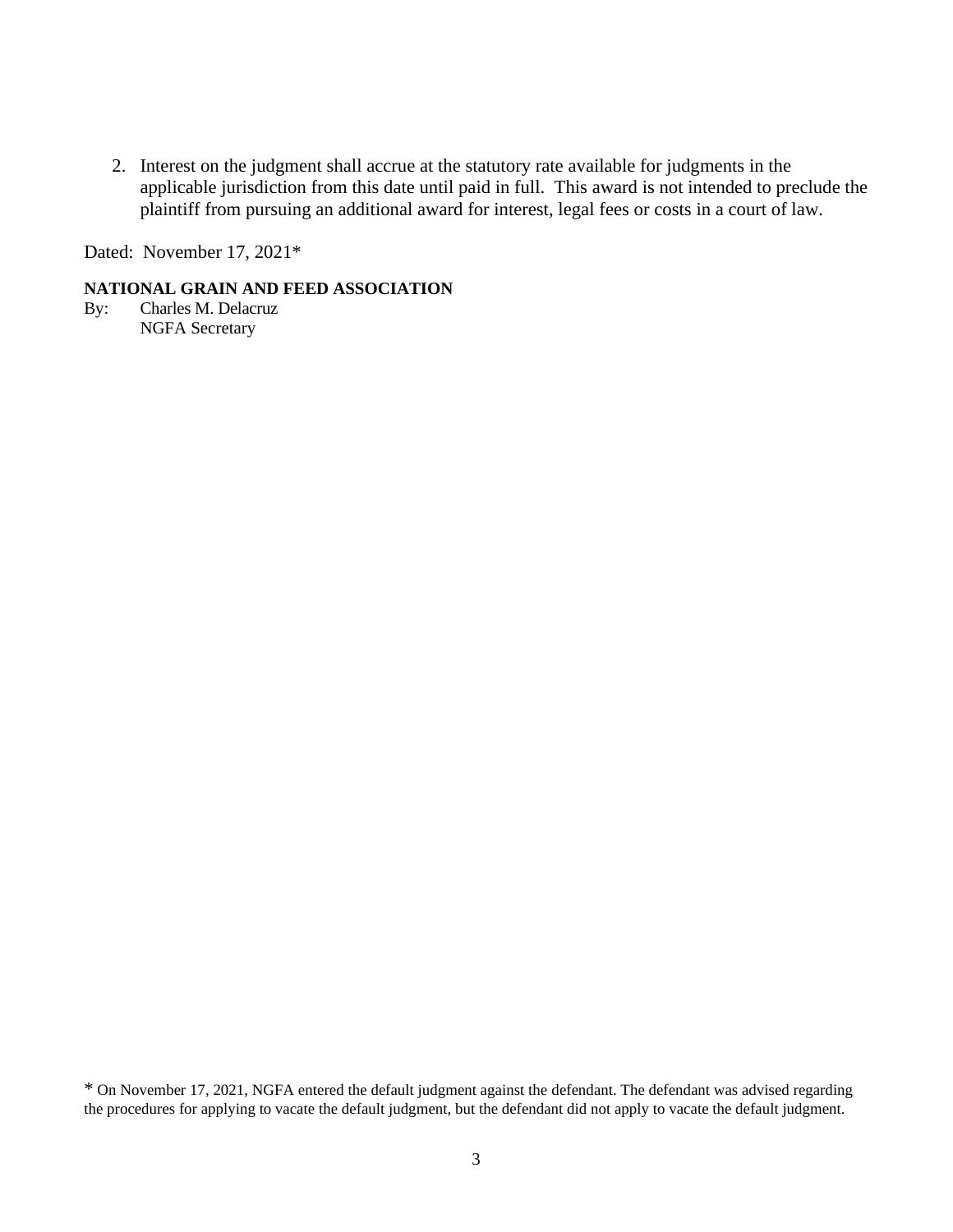2. Interest on the judgment shall accrue at the statutory rate available for judgments in the applicable jurisdiction from this date until paid in full. This award is not intended to preclude the plaintiff from pursuing an additional award for interest, legal fees or costs in a court of law.

Dated: November 17, 2021*

**NATIONAL GRAIN AND FEED ASSOCIATION**
By: Charles M. Delacruz
NGFA Secretary

* On November 17, 2021, NGFA entered the default judgment against the defendant. The defendant was advised regarding the procedures for applying to vacate the default judgment, but the defendant did not apply to vacate the default judgment.